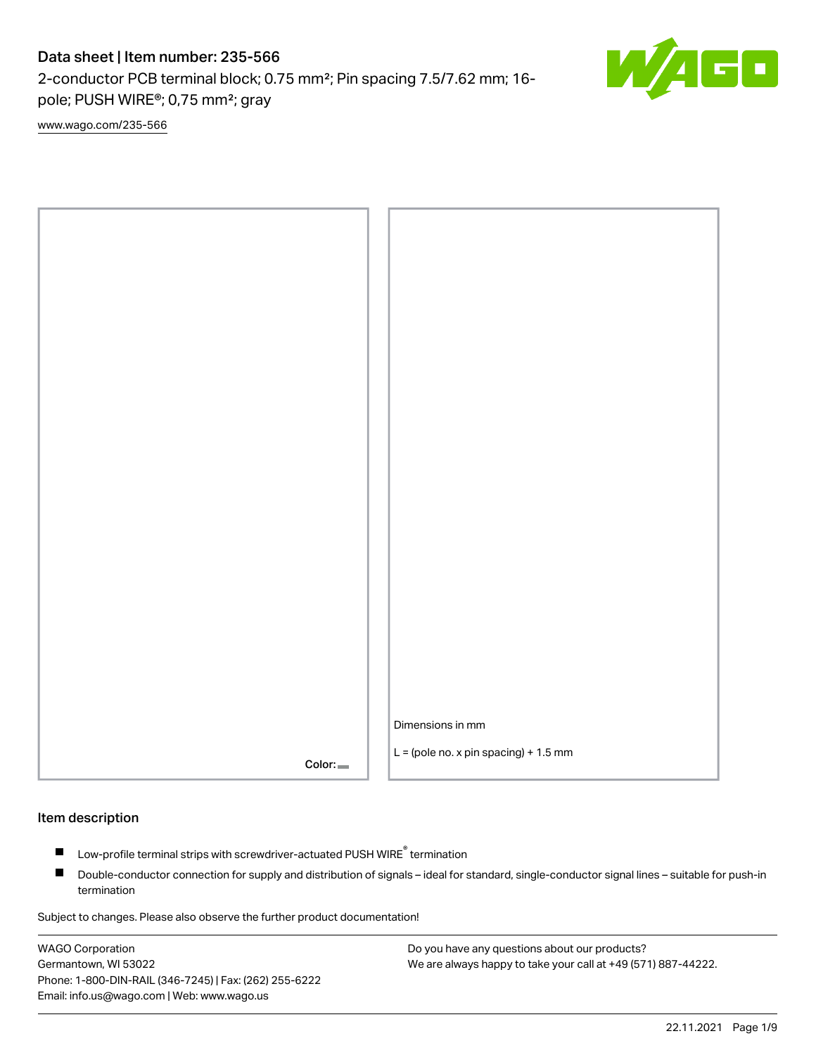# Data sheet | Item number: 235-566

2-conductor PCB terminal block; 0.75 mm²; Pin spacing 7.5/7.62 mm; 16-pole; PUSH WIRE®; 0,75 mm²; gray

[www.wago.com/235-566](www.wago.com/235-566)

Color:

Dimensions in mm

L = (pole no. x pin spacing) + 1.5 mm

## Item description

- Low-profile terminal strips with screwdriver-actuated PUSH WIRE® termination
- Double-conductor connection for supply and distribution of signals – ideal for standard, single-conductor signal lines – suitable for push-in termination

Subject to changes. Please also observe the further product documentation!

WAGO Corporation
Germantown, WI 53022
Phone: 1-800-DIN-RAIL (346-7245) | Fax: (262) 255-6222
Email: info.us@wago.com | Web: www.wago.us

Do you have any questions about our products?
We are always happy to take your call at +49 (571) 887-44222.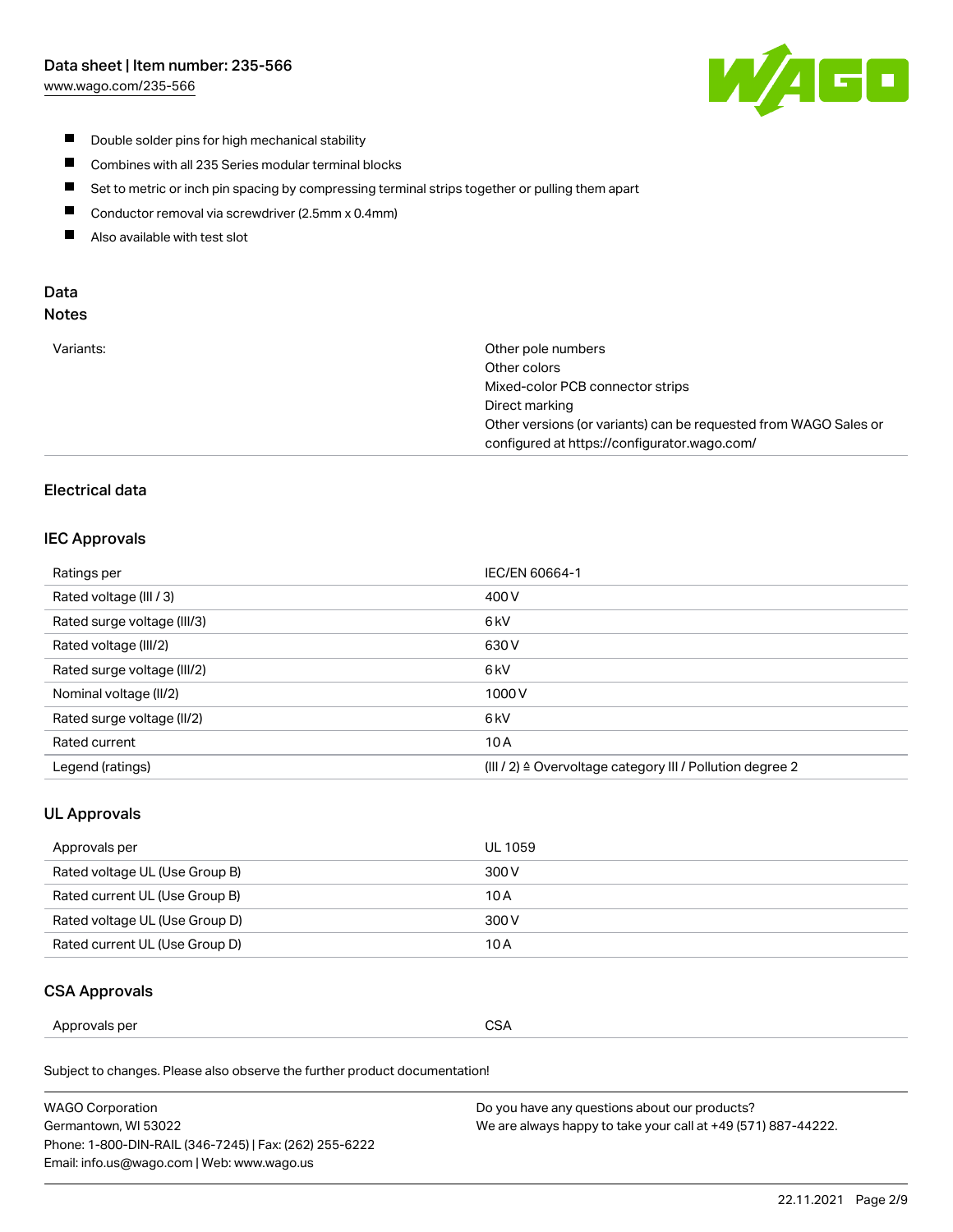- Double solder pins for high mechanical stability
- Combines with all 235 Series modular terminal blocks
- Set to metric or inch pin spacing by compressing terminal strips together or pulling them apart
- Conductor removal via screwdriver (2.5mm x 0.4mm)
- Also available with test slot

## Data

### Notes

| | |
|---|---|
| Variants: | Other pole numbers<br>Other colors<br>Mixed-color PCB connector strips<br>Direct marking<br>Other versions (or variants) can be requested from WAGO Sales or configured at https://configurator.wago.com/ |

### Electrical data

#### IEC Approvals

| | |
|---|---|
| Ratings per | IEC/EN 60664-1 |
| Rated voltage (III / 3) | 400 V |
| Rated surge voltage (III/3) | 6 kV |
| Rated voltage (III/2) | 630 V |
| Rated surge voltage (III/2) | 6 kV |
| Nominal voltage (II/2) | 1000 V |
| Rated surge voltage (II/2) | 6 kV |
| Rated current | 10 A |
| Legend (ratings) | (III / 2) ≙ Overvoltage category III / Pollution degree 2 |

#### UL Approvals

| | |
|---|---|
| Approvals per | UL 1059 |
| Rated voltage UL (Use Group B) | 300 V |
| Rated current UL (Use Group B) | 10 A |
| Rated voltage UL (Use Group D) | 300 V |
| Rated current UL (Use Group D) | 10 A |

#### CSA Approvals

| | |
|---|---|
| Approvals per | CSA |

Subject to changes. Please also observe the further product documentation!

WAGO Corporation
Germantown, WI 53022
Phone: 1-800-DIN-RAIL (346-7245) | Fax: (262) 255-6222
Email: info.us@wago.com | Web: www.wago.us

Do you have any questions about our products?
We are always happy to take your call at +49 (571) 887-44222.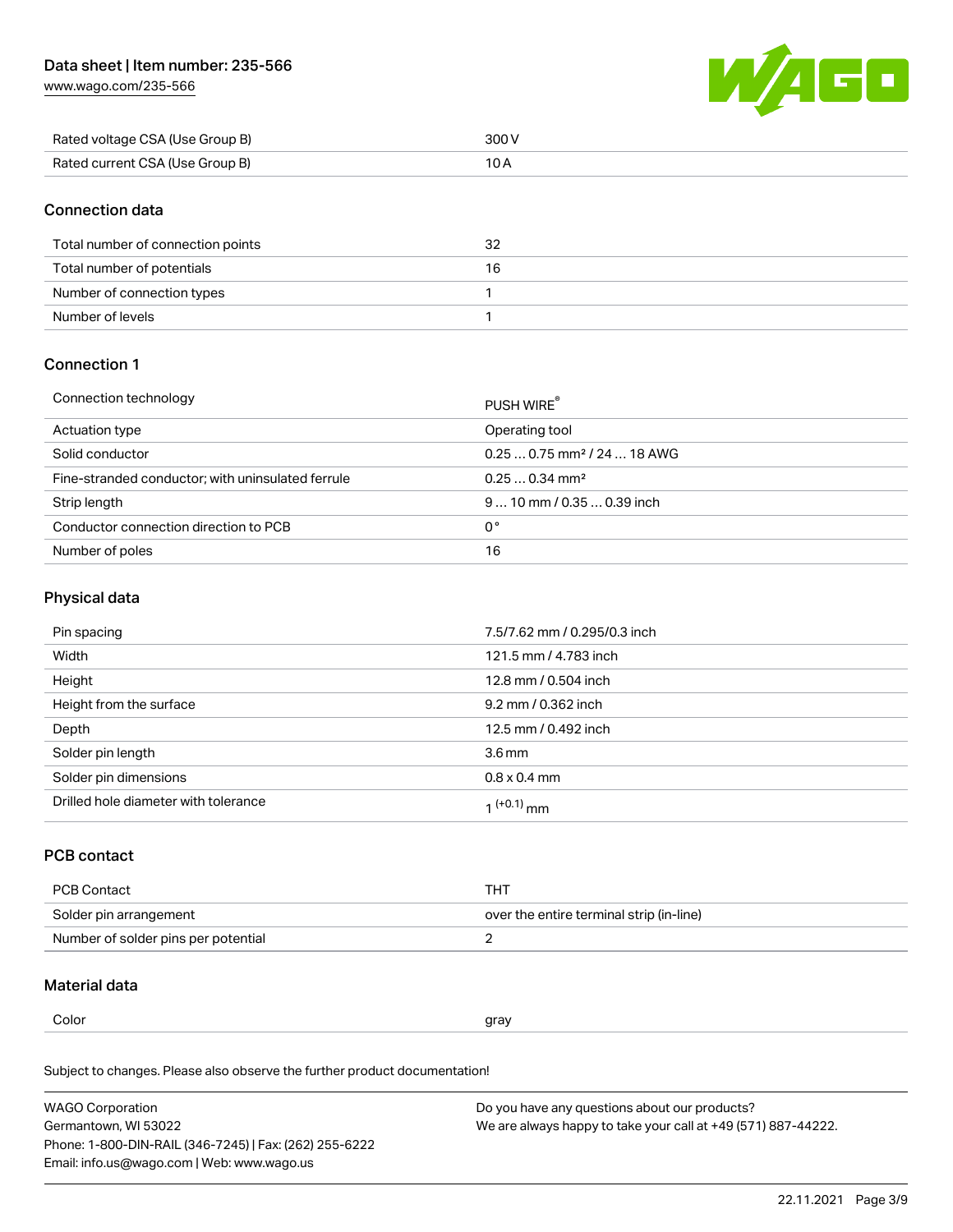| Rated voltage CSA (Use Group B) | 300 V |
| --- | --- |
| Rated current CSA (Use Group B) | 10 A |

## Connection data

| Total number of connection points | 32 |
| --- | --- |
| Total number of potentials | 16 |
| Number of connection types | 1 |
| Number of levels | 1 |

## Connection 1

| Connection technology | PUSH WIRE® |
| --- | --- |
| Actuation type | Operating tool |
| Solid conductor | 0.25 … 0.75 mm² / 24 … 18 AWG |
| Fine-stranded conductor; with uninsulated ferrule | 0.25 … 0.34 mm² |
| Strip length | 9 … 10 mm / 0.35 … 0.39 inch |
| Conductor connection direction to PCB | 0 ° |
| Number of poles | 16 |

## Physical data

| Pin spacing | 7.5/7.62 mm / 0.295/0.3 inch |
| --- | --- |
| Width | 121.5 mm / 4.783 inch |
| Height | 12.8 mm / 0.504 inch |
| Height from the surface | 9.2 mm / 0.362 inch |
| Depth | 12.5 mm / 0.492 inch |
| Solder pin length | 3.6 mm |
| Solder pin dimensions | 0.8 x 0.4 mm |
| Drilled hole diameter with tolerance | $1^{(+0.1)}$ mm |

## PCB contact

| PCB Contact | THT |
| --- | --- |
| Solder pin arrangement | over the entire terminal strip (in-line) |
| Number of solder pins per potential | 2 |

## Material data

| Color | gray |
| --- | --- |

Subject to changes. Please also observe the further product documentation!

WAGO Corporation
Germantown, WI 53022
Phone: 1-800-DIN-RAIL (346-7245) | Fax: (262) 255-6222
Email: info.us@wago.com | Web: www.wago.us

Do you have any questions about our products?
We are always happy to take your call at +49 (571) 887-44222.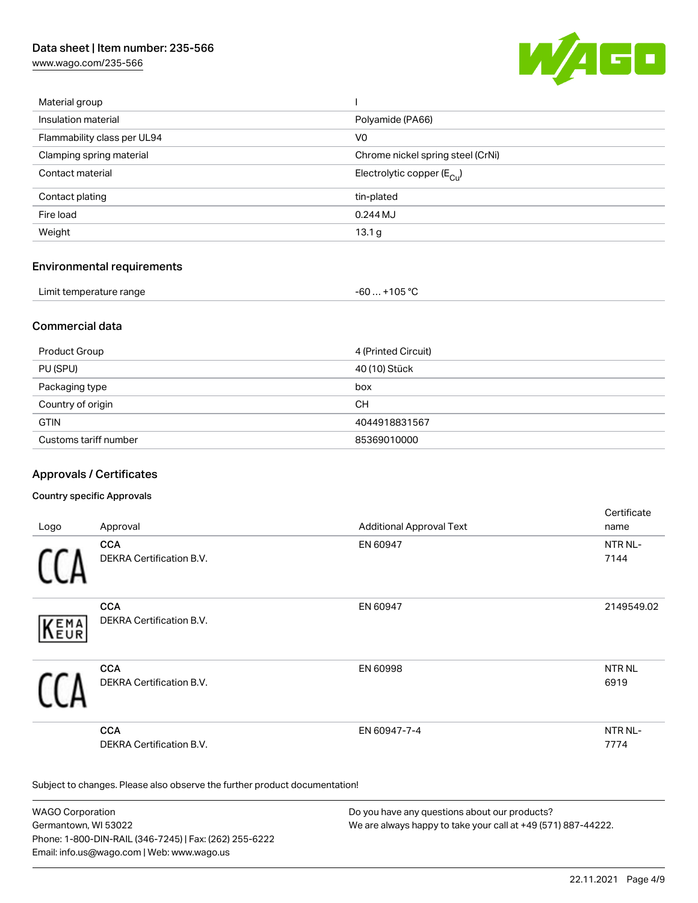| | |
|---|---|
| Material group | I |
| Insulation material | Polyamide (PA66) |
| Flammability class per UL94 | V0 |
| Clamping spring material | Chrome nickel spring steel (CrNi) |
| Contact material | Electrolytic copper ($E_{Cu}$) |
| Contact plating | tin-plated |
| Fire load | 0.244 MJ |
| Weight | 13.1 g |

## Environmental requirements

| | |
|---|---|
| Limit temperature range | -60 … +105 °C |

## Commercial data

| | |
|---|---|
| Product Group | 4 (Printed Circuit) |
| PU (SPU) | 40 (10) Stück |
| Packaging type | box |
| Country of origin | CH |
| GTIN | 4044918831567 |
| Customs tariff number | 85369010000 |

## Approvals / Certificates

### Country specific Approvals

| Logo | Approval | Additional Approval Text | Certificate name |
|---|---|---|---|
| | **CCA** DEKRA Certification B.V. | EN 60947 | NTR NL-7144 |
| | **CCA** DEKRA Certification B.V. | EN 60947 | 2149549.02 |
| | **CCA** DEKRA Certification B.V. | EN 60998 | NTR NL 6919 |
| | **CCA** DEKRA Certification B.V. | EN 60947-7-4 | NTR NL-7774 |

Subject to changes. Please also observe the further product documentation!

WAGO Corporation
Germantown, WI 53022
Phone: 1-800-DIN-RAIL (346-7245) | Fax: (262) 255-6222
Email: info.us@wago.com | Web: www.wago.us

Do you have any questions about our products?
We are always happy to take your call at +49 (571) 887-44222.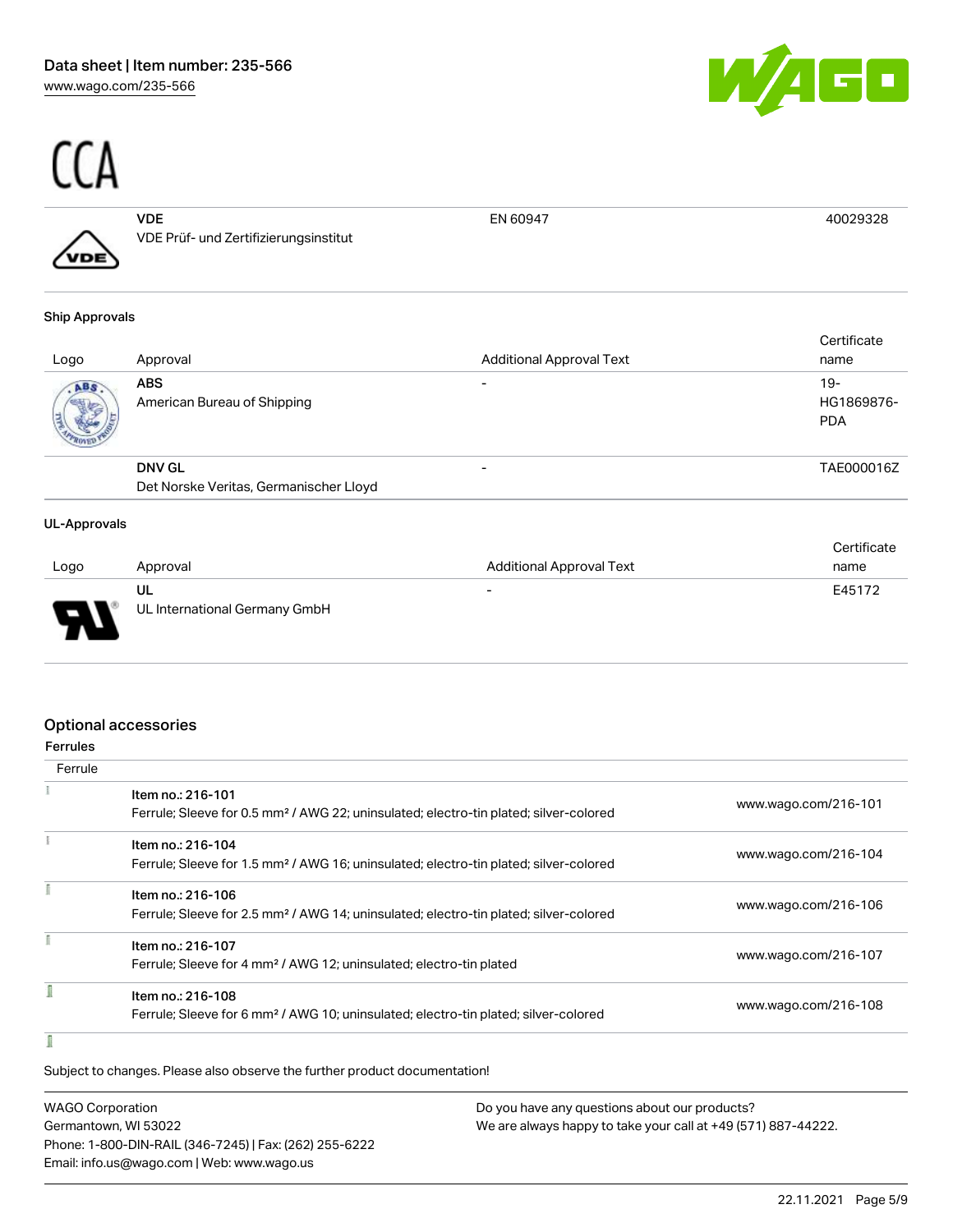CCA

| | | | |
|---|---|---|---|
| | **VDE**<br>VDE Prüf- und Zertifizierungsinstitut | EN 60947 | 40029328 |

#### Ship Approvals

| Logo | Approval | Additional Approval Text | Certificate name |
|---|---|---|---|
| | **ABS**<br>American Bureau of Shipping | - | 19-HG1869876-PDA |
| | **DNV GL**<br>Det Norske Veritas, Germanischer Lloyd | - | TAE000016Z |

#### UL-Approvals

| Logo | Approval | Additional Approval Text | Certificate name |
|---|---|---|---|
| | **UL**<br>UL International Germany GmbH | - | E45172 |

## Optional accessories

#### Ferrules

| Ferrule | | |
|---|---|---|
| | Item no.: 216-101<br>Ferrule; Sleeve for 0.5 mm² / AWG 22; uninsulated; electro-tin plated; silver-colored | www.wago.com/216-101 |
| | Item no.: 216-104<br>Ferrule; Sleeve for 1.5 mm² / AWG 16; uninsulated; electro-tin plated; silver-colored | www.wago.com/216-104 |
| | Item no.: 216-106<br>Ferrule; Sleeve for 2.5 mm² / AWG 14; uninsulated; electro-tin plated; silver-colored | www.wago.com/216-106 |
| | Item no.: 216-107<br>Ferrule; Sleeve for 4 mm² / AWG 12; uninsulated; electro-tin plated | www.wago.com/216-107 |
| | Item no.: 216-108<br>Ferrule; Sleeve for 6 mm² / AWG 10; uninsulated; electro-tin plated; silver-colored | www.wago.com/216-108 |

Subject to changes. Please also observe the further product documentation!

WAGO Corporation
Germantown, WI 53022
Phone: 1-800-DIN-RAIL (346-7245) | Fax: (262) 255-6222
Email: info.us@wago.com | Web: www.wago.us

Do you have any questions about our products?
We are always happy to take your call at +49 (571) 887-44222.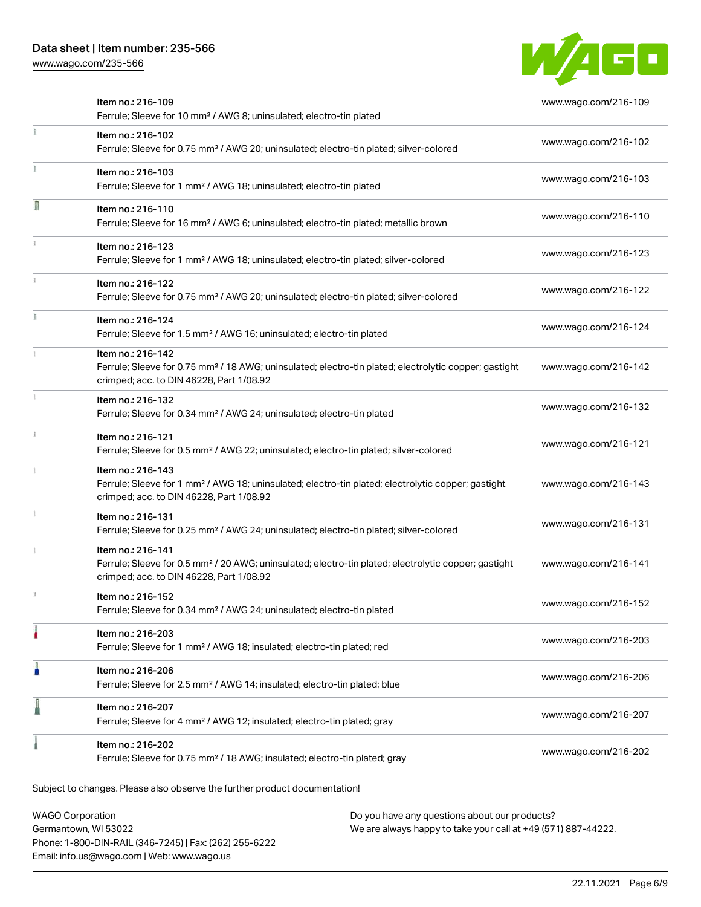| Item | Link |
| --- | --- |
| Item no.: 216-109<br>Ferrule; Sleeve for 10 mm² / AWG 8; uninsulated; electro-tin plated | www.wago.com/216-109 |
| Item no.: 216-102<br>Ferrule; Sleeve for 0.75 mm² / AWG 20; uninsulated; electro-tin plated; silver-colored | www.wago.com/216-102 |
| Item no.: 216-103<br>Ferrule; Sleeve for 1 mm² / AWG 18; uninsulated; electro-tin plated | www.wago.com/216-103 |
| Item no.: 216-110<br>Ferrule; Sleeve for 16 mm² / AWG 6; uninsulated; electro-tin plated; metallic brown | www.wago.com/216-110 |
| Item no.: 216-123<br>Ferrule; Sleeve for 1 mm² / AWG 18; uninsulated; electro-tin plated; silver-colored | www.wago.com/216-123 |
| Item no.: 216-122<br>Ferrule; Sleeve for 0.75 mm² / AWG 20; uninsulated; electro-tin plated; silver-colored | www.wago.com/216-122 |
| Item no.: 216-124<br>Ferrule; Sleeve for 1.5 mm² / AWG 16; uninsulated; electro-tin plated | www.wago.com/216-124 |
| Item no.: 216-142<br>Ferrule; Sleeve for 0.75 mm² / 18 AWG; uninsulated; electro-tin plated; electrolytic copper; gastight crimped; acc. to DIN 46228, Part 1/08.92 | www.wago.com/216-142 |
| Item no.: 216-132<br>Ferrule; Sleeve for 0.34 mm² / AWG 24; uninsulated; electro-tin plated | www.wago.com/216-132 |
| Item no.: 216-121<br>Ferrule; Sleeve for 0.5 mm² / AWG 22; uninsulated; electro-tin plated; silver-colored | www.wago.com/216-121 |
| Item no.: 216-143<br>Ferrule; Sleeve for 1 mm² / AWG 18; uninsulated; electro-tin plated; electrolytic copper; gastight crimped; acc. to DIN 46228, Part 1/08.92 | www.wago.com/216-143 |
| Item no.: 216-131<br>Ferrule; Sleeve for 0.25 mm² / AWG 24; uninsulated; electro-tin plated; silver-colored | www.wago.com/216-131 |
| Item no.: 216-141<br>Ferrule; Sleeve for 0.5 mm² / 20 AWG; uninsulated; electro-tin plated; electrolytic copper; gastight crimped; acc. to DIN 46228, Part 1/08.92 | www.wago.com/216-141 |
| Item no.: 216-152<br>Ferrule; Sleeve for 0.34 mm² / AWG 24; uninsulated; electro-tin plated | www.wago.com/216-152 |
| Item no.: 216-203<br>Ferrule; Sleeve for 1 mm² / AWG 18; insulated; electro-tin plated; red | www.wago.com/216-203 |
| Item no.: 216-206<br>Ferrule; Sleeve for 2.5 mm² / AWG 14; insulated; electro-tin plated; blue | www.wago.com/216-206 |
| Item no.: 216-207<br>Ferrule; Sleeve for 4 mm² / AWG 12; insulated; electro-tin plated; gray | www.wago.com/216-207 |
| Item no.: 216-202<br>Ferrule; Sleeve for 0.75 mm² / 18 AWG; insulated; electro-tin plated; gray | www.wago.com/216-202 |

Subject to changes. Please also observe the further product documentation!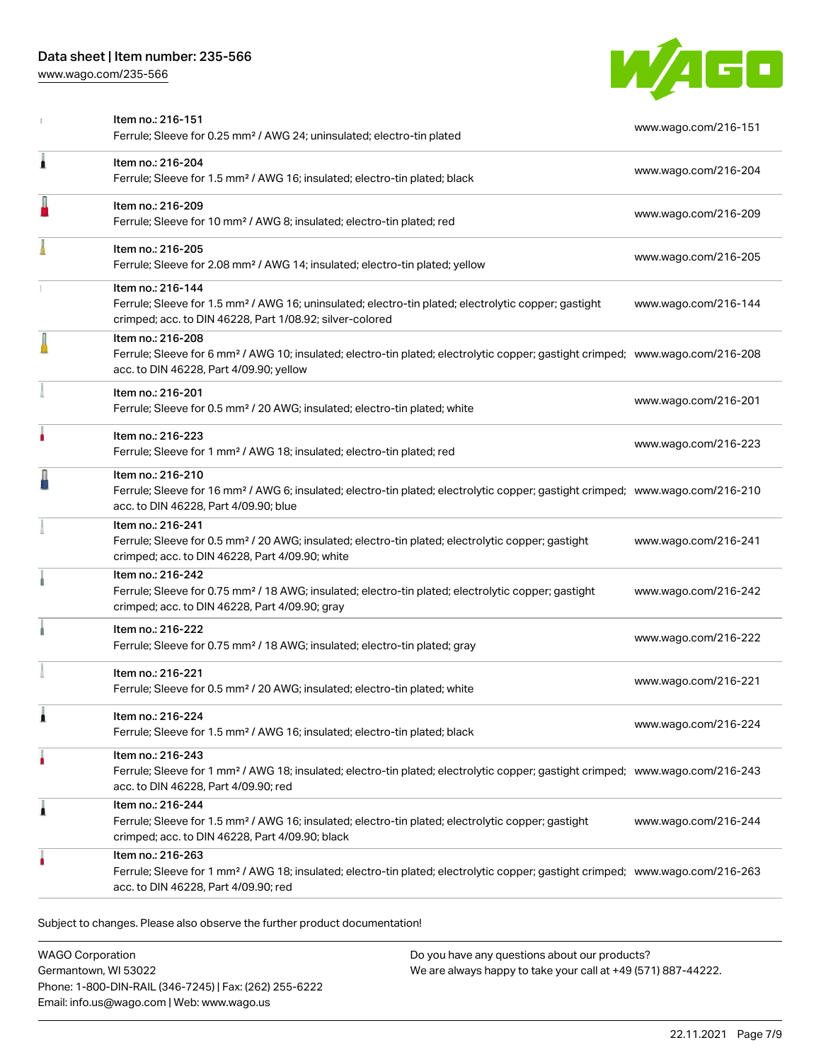| Item | Description | URL |
|---|---|---|
| Item no.: 216-151 | Ferrule; Sleeve for 0.25 mm² / AWG 24; uninsulated; electro-tin plated | www.wago.com/216-151 |
| Item no.: 216-204 | Ferrule; Sleeve for 1.5 mm² / AWG 16; insulated; electro-tin plated; black | www.wago.com/216-204 |
| Item no.: 216-209 | Ferrule; Sleeve for 10 mm² / AWG 8; insulated; electro-tin plated; red | www.wago.com/216-209 |
| Item no.: 216-205 | Ferrule; Sleeve for 2.08 mm² / AWG 14; insulated; electro-tin plated; yellow | www.wago.com/216-205 |
| Item no.: 216-144 | Ferrule; Sleeve for 1.5 mm² / AWG 16; uninsulated; electro-tin plated; electrolytic copper; gastight crimped; acc. to DIN 46228, Part 1/08.92; silver-colored | www.wago.com/216-144 |
| Item no.: 216-208 | Ferrule; Sleeve for 6 mm² / AWG 10; insulated; electro-tin plated; electrolytic copper; gastight crimped; acc. to DIN 46228, Part 4/09.90; yellow | www.wago.com/216-208 |
| Item no.: 216-201 | Ferrule; Sleeve for 0.5 mm² / 20 AWG; insulated; electro-tin plated; white | www.wago.com/216-201 |
| Item no.: 216-223 | Ferrule; Sleeve for 1 mm² / AWG 18; insulated; electro-tin plated; red | www.wago.com/216-223 |
| Item no.: 216-210 | Ferrule; Sleeve for 16 mm² / AWG 6; insulated; electro-tin plated; electrolytic copper; gastight crimped; acc. to DIN 46228, Part 4/09.90; blue | www.wago.com/216-210 |
| Item no.: 216-241 | Ferrule; Sleeve for 0.5 mm² / 20 AWG; insulated; electro-tin plated; electrolytic copper; gastight crimped; acc. to DIN 46228, Part 4/09.90; white | www.wago.com/216-241 |
| Item no.: 216-242 | Ferrule; Sleeve for 0.75 mm² / 18 AWG; insulated; electro-tin plated; electrolytic copper; gastight crimped; acc. to DIN 46228, Part 4/09.90; gray | www.wago.com/216-242 |
| Item no.: 216-222 | Ferrule; Sleeve for 0.75 mm² / 18 AWG; insulated; electro-tin plated; gray | www.wago.com/216-222 |
| Item no.: 216-221 | Ferrule; Sleeve for 0.5 mm² / 20 AWG; insulated; electro-tin plated; white | www.wago.com/216-221 |
| Item no.: 216-224 | Ferrule; Sleeve for 1.5 mm² / AWG 16; insulated; electro-tin plated; black | www.wago.com/216-224 |
| Item no.: 216-243 | Ferrule; Sleeve for 1 mm² / AWG 18; insulated; electro-tin plated; electrolytic copper; gastight crimped; acc. to DIN 46228, Part 4/09.90; red | www.wago.com/216-243 |
| Item no.: 216-244 | Ferrule; Sleeve for 1.5 mm² / AWG 16; insulated; electro-tin plated; electrolytic copper; gastight crimped; acc. to DIN 46228, Part 4/09.90; black | www.wago.com/216-244 |
| Item no.: 216-263 | Ferrule; Sleeve for 1 mm² / AWG 18; insulated; electro-tin plated; electrolytic copper; gastight crimped; acc. to DIN 46228, Part 4/09.90; red | www.wago.com/216-263 |

Subject to changes. Please also observe the further product documentation!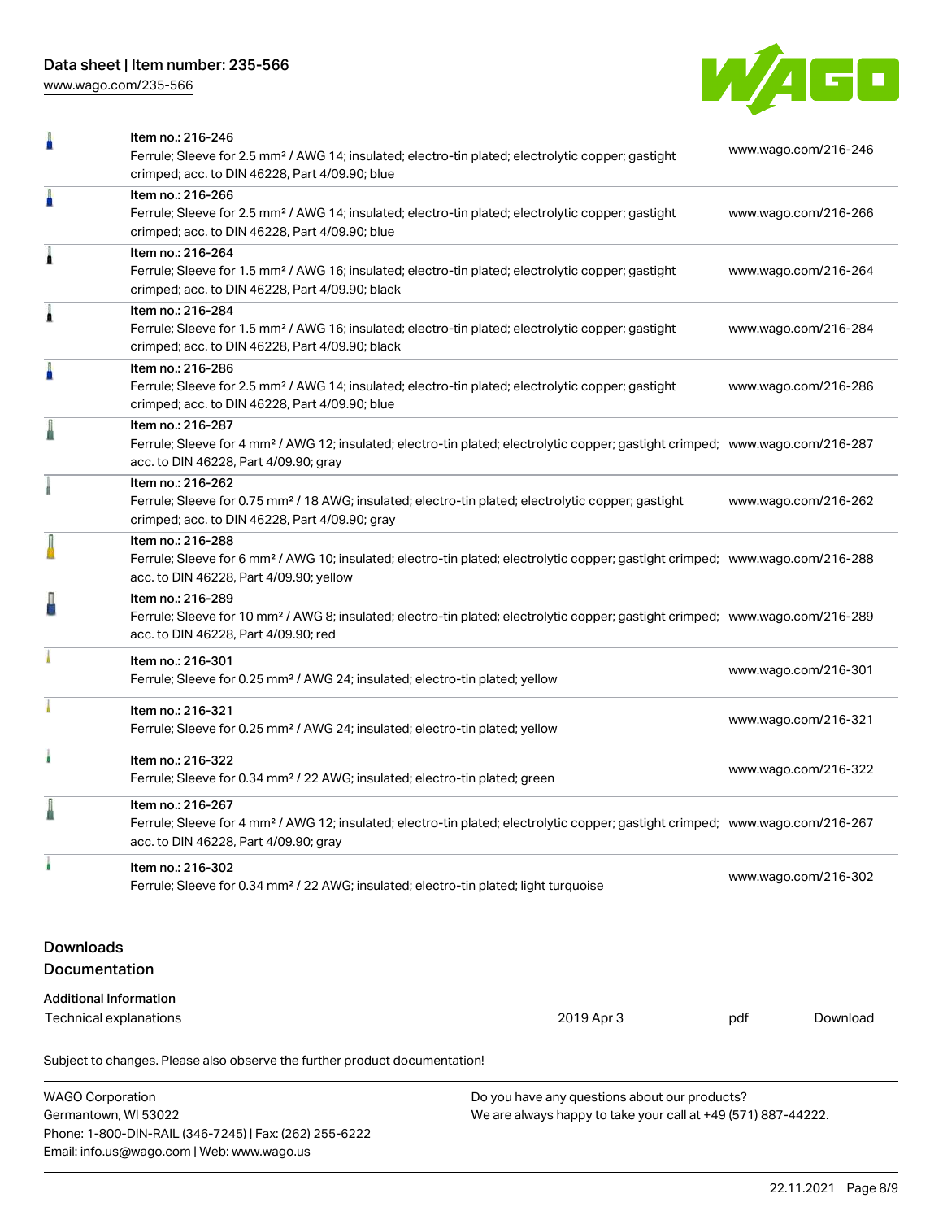| | Item | URL |
|---|---|---|
| | Item no.: 216-246<br>Ferrule; Sleeve for 2.5 mm² / AWG 14; insulated; electro-tin plated; electrolytic copper; gastight crimped; acc. to DIN 46228, Part 4/09.90; blue | www.wago.com/216-246 |
| | Item no.: 216-266<br>Ferrule; Sleeve for 2.5 mm² / AWG 14; insulated; electro-tin plated; electrolytic copper; gastight crimped; acc. to DIN 46228, Part 4/09.90; blue | www.wago.com/216-266 |
| | Item no.: 216-264<br>Ferrule; Sleeve for 1.5 mm² / AWG 16; insulated; electro-tin plated; electrolytic copper; gastight crimped; acc. to DIN 46228, Part 4/09.90; black | www.wago.com/216-264 |
| | Item no.: 216-284<br>Ferrule; Sleeve for 1.5 mm² / AWG 16; insulated; electro-tin plated; electrolytic copper; gastight crimped; acc. to DIN 46228, Part 4/09.90; black | www.wago.com/216-284 |
| | Item no.: 216-286<br>Ferrule; Sleeve for 2.5 mm² / AWG 14; insulated; electro-tin plated; electrolytic copper; gastight crimped; acc. to DIN 46228, Part 4/09.90; blue | www.wago.com/216-286 |
| | Item no.: 216-287<br>Ferrule; Sleeve for 4 mm² / AWG 12; insulated; electro-tin plated; electrolytic copper; gastight crimped; acc. to DIN 46228, Part 4/09.90; gray | www.wago.com/216-287 |
| | Item no.: 216-262<br>Ferrule; Sleeve for 0.75 mm² / 18 AWG; insulated; electro-tin plated; electrolytic copper; gastight crimped; acc. to DIN 46228, Part 4/09.90; gray | www.wago.com/216-262 |
| | Item no.: 216-288<br>Ferrule; Sleeve for 6 mm² / AWG 10; insulated; electro-tin plated; electrolytic copper; gastight crimped; acc. to DIN 46228, Part 4/09.90; yellow | www.wago.com/216-288 |
| | Item no.: 216-289<br>Ferrule; Sleeve for 10 mm² / AWG 8; insulated; electro-tin plated; electrolytic copper; gastight crimped; acc. to DIN 46228, Part 4/09.90; red | www.wago.com/216-289 |
| | Item no.: 216-301<br>Ferrule; Sleeve for 0.25 mm² / AWG 24; insulated; electro-tin plated; yellow | www.wago.com/216-301 |
| | Item no.: 216-321<br>Ferrule; Sleeve for 0.25 mm² / AWG 24; insulated; electro-tin plated; yellow | www.wago.com/216-321 |
| | Item no.: 216-322<br>Ferrule; Sleeve for 0.34 mm² / 22 AWG; insulated; electro-tin plated; green | www.wago.com/216-322 |
| | Item no.: 216-267<br>Ferrule; Sleeve for 4 mm² / AWG 12; insulated; electro-tin plated; electrolytic copper; gastight crimped; acc. to DIN 46228, Part 4/09.90; gray | www.wago.com/216-267 |
| | Item no.: 216-302<br>Ferrule; Sleeve for 0.34 mm² / 22 AWG; insulated; electro-tin plated; light turquoise | www.wago.com/216-302 |

## Downloads

### Documentation

**Additional Information**

| Technical explanations | 2019 Apr 3 | pdf | Download |
|---|---|---|---|

Subject to changes. Please also observe the further product documentation!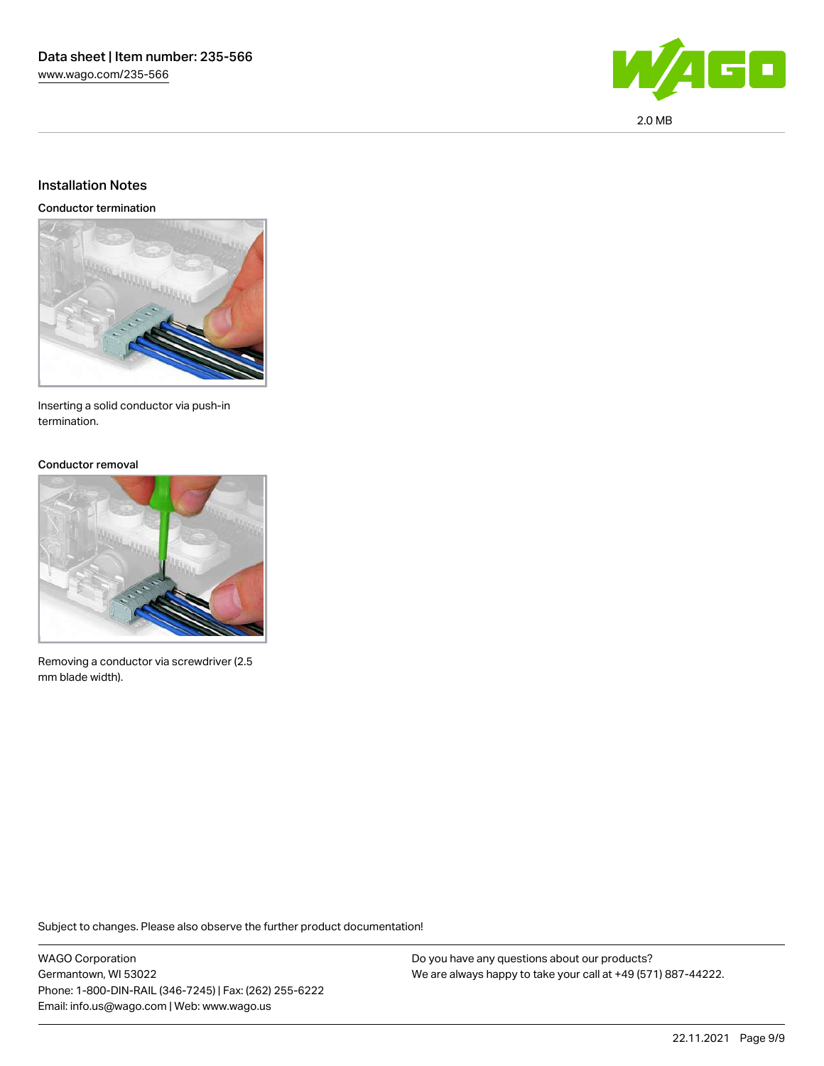## Installation Notes

### Conductor termination

Inserting a solid conductor via push-in termination.

### Conductor removal

Removing a conductor via screwdriver (2.5 mm blade width).

Subject to changes. Please also observe the further product documentation!

WAGO Corporation
Germantown, WI 53022
Phone: 1-800-DIN-RAIL (346-7245) | Fax: (262) 255-6222
Email: info.us@wago.com | Web: www.wago.us

Do you have any questions about our products?
We are always happy to take your call at +49 (571) 887-44222.